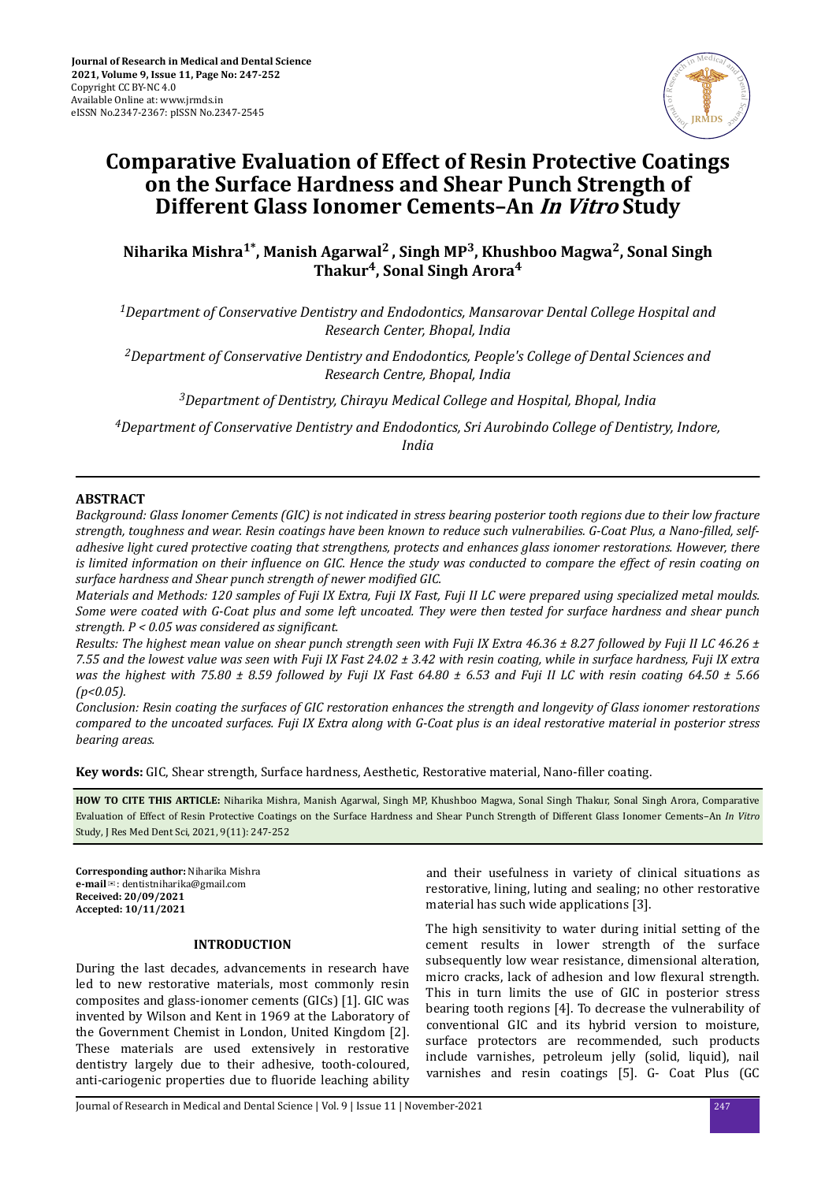# Comparative Evaluation of Effect of Resin Protective Coatings on the Surface Hardness and Shear Punch Strength of Different Glass Ionomer Cements–An *In Vitro* Study

**Niharika Mishra[1*], Manish Agarwal[2], Singh MP[3], Khushboo Magwa[2], Sonal Singh Thakur[4], Sonal Singh Arora[4]**

[1]*Department of Conservative Dentistry and Endodontics, Mansarovar Dental College Hospital and Research Center, Bhopal, India*

[2]*Department of Conservative Dentistry and Endodontics, People's College of Dental Sciences and Research Centre, Bhopal, India*

[3]*Department of Dentistry, Chirayu Medical College and Hospital, Bhopal, India*

[4]*Department of Conservative Dentistry and Endodontics, Sri Aurobindo College of Dentistry, Indore, India*

## ABSTRACT

*Background: Glass Ionomer Cements (GIC) is not indicated in stress bearing posterior tooth regions due to their low fracture strength, toughness and wear. Resin coatings have been known to reduce such vulnerabilities. G-Coat Plus, a Nano-filled, self-adhesive light cured protective coating that strengthens, protects and enhances glass ionomer restorations. However, there is limited information on their influence on GIC. Hence the study was conducted to compare the effect of resin coating on surface hardness and Shear punch strength of newer modified GIC.*

*Materials and Methods: 120 samples of Fuji IX Extra, Fuji IX Fast, Fuji II LC were prepared using specialized metal moulds. Some were coated with G-Coat plus and some left uncoated. They were then tested for surface hardness and shear punch strength. $P < 0.05$ was considered as significant.*

*Results: The highest mean value on shear punch strength seen with Fuji IX Extra 46.36 ± 8.27 followed by Fuji II LC 46.26 ± 7.55 and the lowest value was seen with Fuji IX Fast 24.02 ± 3.42 with resin coating, while in surface hardness, Fuji IX extra was the highest with 75.80 ± 8.59 followed by Fuji IX Fast 64.80 ± 6.53 and Fuji II LC with resin coating 64.50 ± 5.66 ($p<0.05$).*

*Conclusion: Resin coating the surfaces of GIC restoration enhances the strength and longevity of Glass ionomer restorations compared to the uncoated surfaces. Fuji IX Extra along with G-Coat plus is an ideal restorative material in posterior stress bearing areas.*

**Key words:** GIC, Shear strength, Surface hardness, Aesthetic, Restorative material, Nano-filler coating.

**HOW TO CITE THIS ARTICLE:** Niharika Mishra, Manish Agarwal, Singh MP, Khushboo Magwa, Sonal Singh Thakur, Sonal Singh Arora, Comparative Evaluation of Effect of Resin Protective Coatings on the Surface Hardness and Shear Punch Strength of Different Glass Ionomer Cements–An *In Vitro* Study, J Res Med Dent Sci, 2021, 9(11): 247-252

**Corresponding author:** Niharika Mishra
**e-mail**: dentistniharika@gmail.com
**Received: 20/09/2021**
**Accepted: 10/11/2021**

## INTRODUCTION

During the last decades, advancements in research have led to new restorative materials, most commonly resin composites and glass-ionomer cements (GICs) [1]. GIC was invented by Wilson and Kent in 1969 at the Laboratory of the Government Chemist in London, United Kingdom [2]. These materials are used extensively in restorative dentistry largely due to their adhesive, tooth-coloured, anti-cariogenic properties due to fluoride leaching ability and their usefulness in variety of clinical situations as restorative, lining, luting and sealing; no other restorative material has such wide applications [3].

The high sensitivity to water during initial setting of the cement results in lower strength of the surface subsequently low wear resistance, dimensional alteration, micro cracks, lack of adhesion and low flexural strength. This in turn limits the use of GIC in posterior stress bearing tooth regions [4]. To decrease the vulnerability of conventional GIC and its hybrid version to moisture, surface protectors are recommended, such products include varnishes, petroleum jelly (solid, liquid), nail varnishes and resin coatings [5]. G- Coat Plus (GC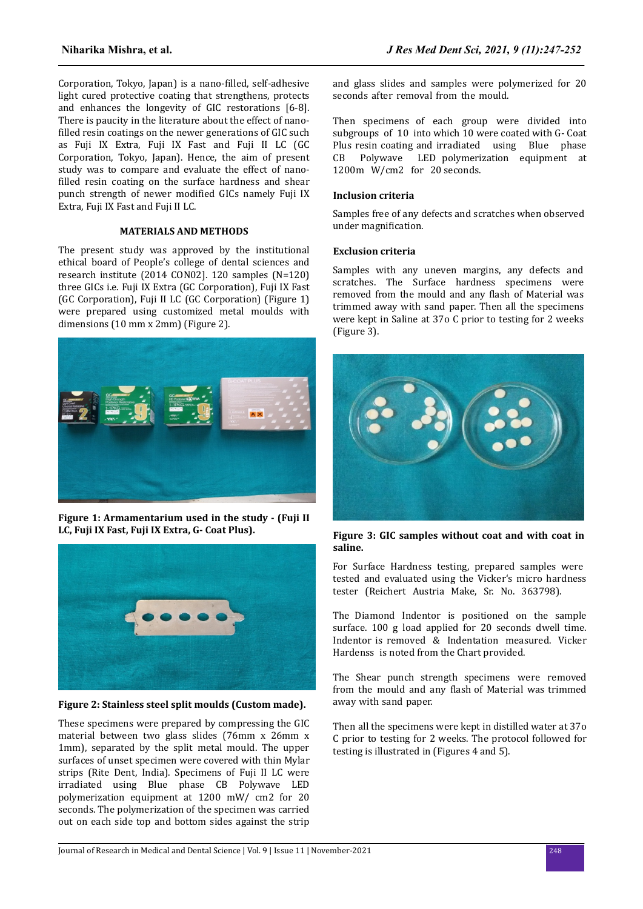Corporation, Tokyo, Japan) is a nano-filled, self-adhesive light cured protective coating that strengthens, protects and enhances the longevity of GIC restorations [6-8]. There is paucity in the literature about the effect of nano-filled resin coatings on the newer generations of GIC such as Fuji IX Extra, Fuji IX Fast and Fuji II LC (GC Corporation, Tokyo, Japan). Hence, the aim of present study was to compare and evaluate the effect of nano-filled resin coating on the surface hardness and shear punch strength of newer modified GICs namely Fuji IX Extra, Fuji IX Fast and Fuji II LC.

## MATERIALS AND METHODS

The present study was approved by the institutional ethical board of People's college of dental sciences and research institute (2014 CON02]. 120 samples (N=120) three GICs i.e. Fuji IX Extra (GC Corporation), Fuji IX Fast (GC Corporation), Fuji II LC (GC Corporation) (Figure 1) were prepared using customized metal moulds with dimensions (10 mm x 2mm) (Figure 2).

**Figure 1: Armamentarium used in the study - (Fuji II LC, Fuji IX Fast, Fuji IX Extra, G- Coat Plus).**

**Figure 2: Stainless steel split moulds (Custom made).**

These specimens were prepared by compressing the GIC material between two glass slides (76mm x 26mm x 1mm), separated by the split metal mould. The upper surfaces of unset specimen were covered with thin Mylar strips (Rite Dent, India). Specimens of Fuji II LC were irradiated using Blue phase CB Polywave LED polymerization equipment at 1200 mW/ cm2 for 20 seconds. The polymerization of the specimen was carried out on each side top and bottom sides against the strip and glass slides and samples were polymerized for 20 seconds after removal from the mould.

Then specimens of each group were divided into subgroups of 10 into which 10 were coated with G- Coat Plus resin coating and irradiated using Blue phase CB Polywave LED polymerization equipment at 1200m W/cm2 for 20 seconds.

### Inclusion criteria

Samples free of any defects and scratches when observed under magnification.

### Exclusion criteria

Samples with any uneven margins, any defects and scratches. The Surface hardness specimens were removed from the mould and any flash of Material was trimmed away with sand paper. Then all the specimens were kept in Saline at 37o C prior to testing for 2 weeks (Figure 3).

**Figure 3: GIC samples without coat and with coat in saline.**

For Surface Hardness testing, prepared samples were tested and evaluated using the Vicker's micro hardness tester (Reichert Austria Make, Sr. No. 363798).

The Diamond Indentor is positioned on the sample surface. 100 g load applied for 20 seconds dwell time. Indentor is removed & Indentation measured. Vicker Hardenss is noted from the Chart provided.

The Shear punch strength specimens were removed from the mould and any flash of Material was trimmed away with sand paper.

Then all the specimens were kept in distilled water at 37o C prior to testing for 2 weeks. The protocol followed for testing is illustrated in (Figures 4 and 5).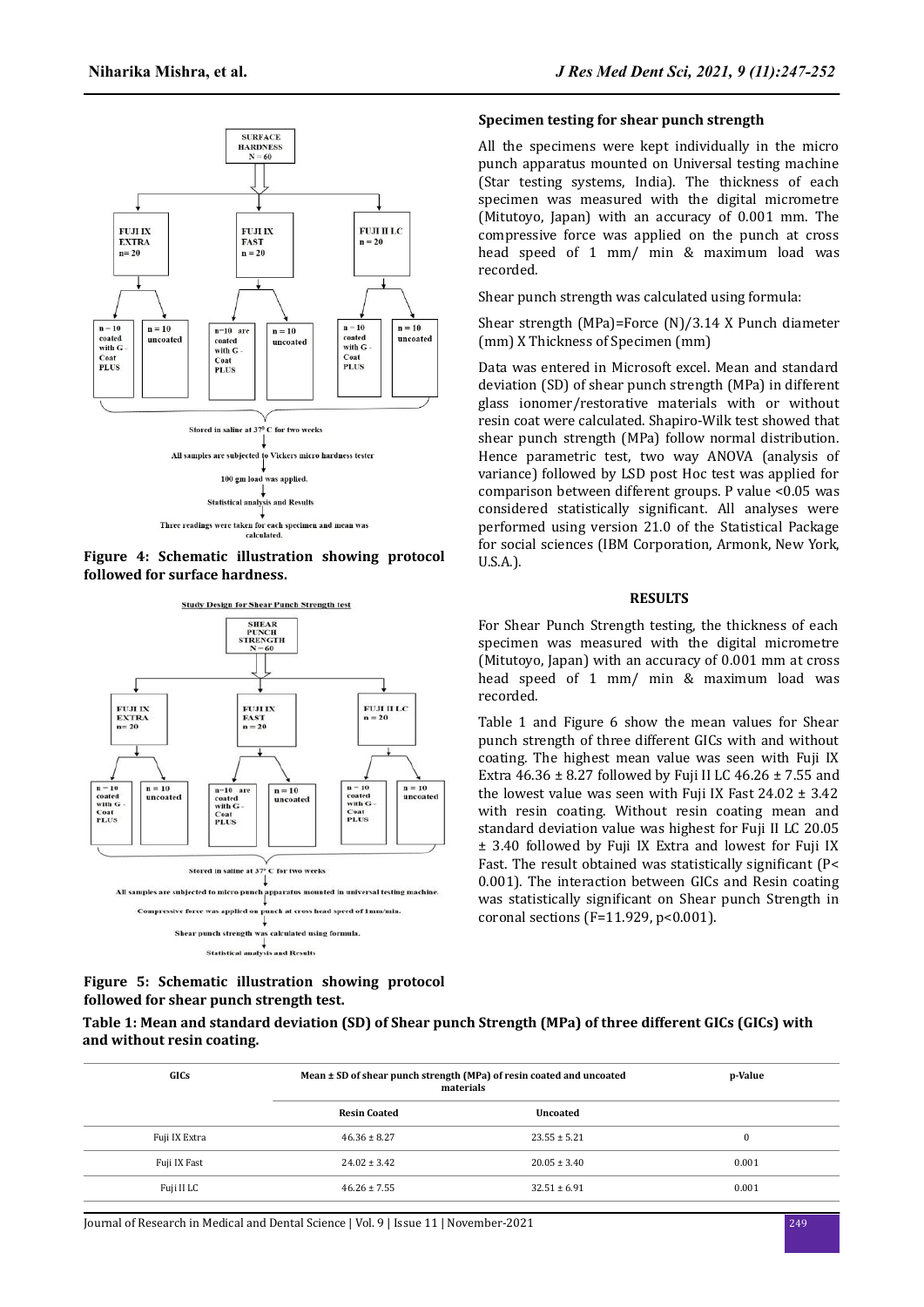SURFACE HARDNESS N = 60

FUJI IX EXTRA n= 20 | FUJI IX FAST n = 20 | FUJI II LC n = 20

n = 10 coated with G-Coat PLUS | n = 10 uncoated | n=10 are coated with G-Coat PLUS | n = 10 uncoated | n = 10 coated with G-Coat PLUS | n = 10 uncoated

Stored in saline at 37° C for two weeks

All samples are subjected to Vickers micro hardness tester

100 gm load was applied.

Statistical analysis and Results

Three readings were taken for each specimen and mean was calculated.

**Figure 4: Schematic illustration showing protocol followed for surface hardness.**

Study Design for Shear Punch Strength test

SHEAR PUNCH STRENGTH N = 60

FUJI IX EXTRA n= 20 | FUJI IX FAST n = 20 | FUJI II LC n = 20

n = 10 coated with G-Coat PLUS | n = 10 uncoated | n=10 are coated with G-Coat PLUS | n = 10 uncoated | n = 10 coated with G-Coat PLUS | n = 10 uncoated

Stored in saline at 37° C for two weeks

All samples are subjected to micro punch apparatus mounted in universal testing machine.

Compressive force was applied on punch at cross head speed of 1mm/min.

Shear punch strength was calculated using formula.

Statistical analysis and Results

**Figure 5: Schematic illustration showing protocol followed for shear punch strength test.**

### Specimen testing for shear punch strength

All the specimens were kept individually in the micro punch apparatus mounted on Universal testing machine (Star testing systems, India). The thickness of each specimen was measured with the digital micrometre (Mitutoyo, Japan) with an accuracy of 0.001 mm. The compressive force was applied on the punch at cross head speed of 1 mm/ min & maximum load was recorded.

Shear punch strength was calculated using formula:

Shear strength (MPa)=Force (N)/3.14 X Punch diameter (mm) X Thickness of Specimen (mm)

Data was entered in Microsoft excel. Mean and standard deviation (SD) of shear punch strength (MPa) in different glass ionomer/restorative materials with or without resin coat were calculated. Shapiro-Wilk test showed that shear punch strength (MPa) follow normal distribution. Hence parametric test, two way ANOVA (analysis of variance) followed by LSD post Hoc test was applied for comparison between different groups. P value <0.05 was considered statistically significant. All analyses were performed using version 21.0 of the Statistical Package for social sciences (IBM Corporation, Armonk, New York, U.S.A.).

## RESULTS

For Shear Punch Strength testing, the thickness of each specimen was measured with the digital micrometre (Mitutoyo, Japan) with an accuracy of 0.001 mm at cross head speed of 1 mm/ min & maximum load was recorded.

Table 1 and Figure 6 show the mean values for Shear punch strength of three different GICs with and without coating. The highest mean value was seen with Fuji IX Extra 46.36 ± 8.27 followed by Fuji II LC 46.26 ± 7.55 and the lowest value was seen with Fuji IX Fast 24.02 ± 3.42 with resin coating. Without resin coating mean and standard deviation value was highest for Fuji II LC 20.05 ± 3.40 followed by Fuji IX Extra and lowest for Fuji IX Fast. The result obtained was statistically significant (P< 0.001). The interaction between GICs and Resin coating was statistically significant on Shear punch Strength in coronal sections (F=11.929, p<0.001).

**Table 1: Mean and standard deviation (SD) of Shear punch Strength (MPa) of three different GICs (GICs) with and without resin coating.**

| GICs | Mean ± SD of shear punch strength (MPa) of resin coated and uncoated materials | | p-Value |
|---|---|---|---|
| | Resin Coated | Uncoated | |
| Fuji IX Extra | 46.36 ± 8.27 | 23.55 ± 5.21 | 0 |
| Fuji IX Fast | 24.02 ± 3.42 | 20.05 ± 3.40 | 0.001 |
| Fuji II LC | 46.26 ± 7.55 | 32.51 ± 6.91 | 0.001 |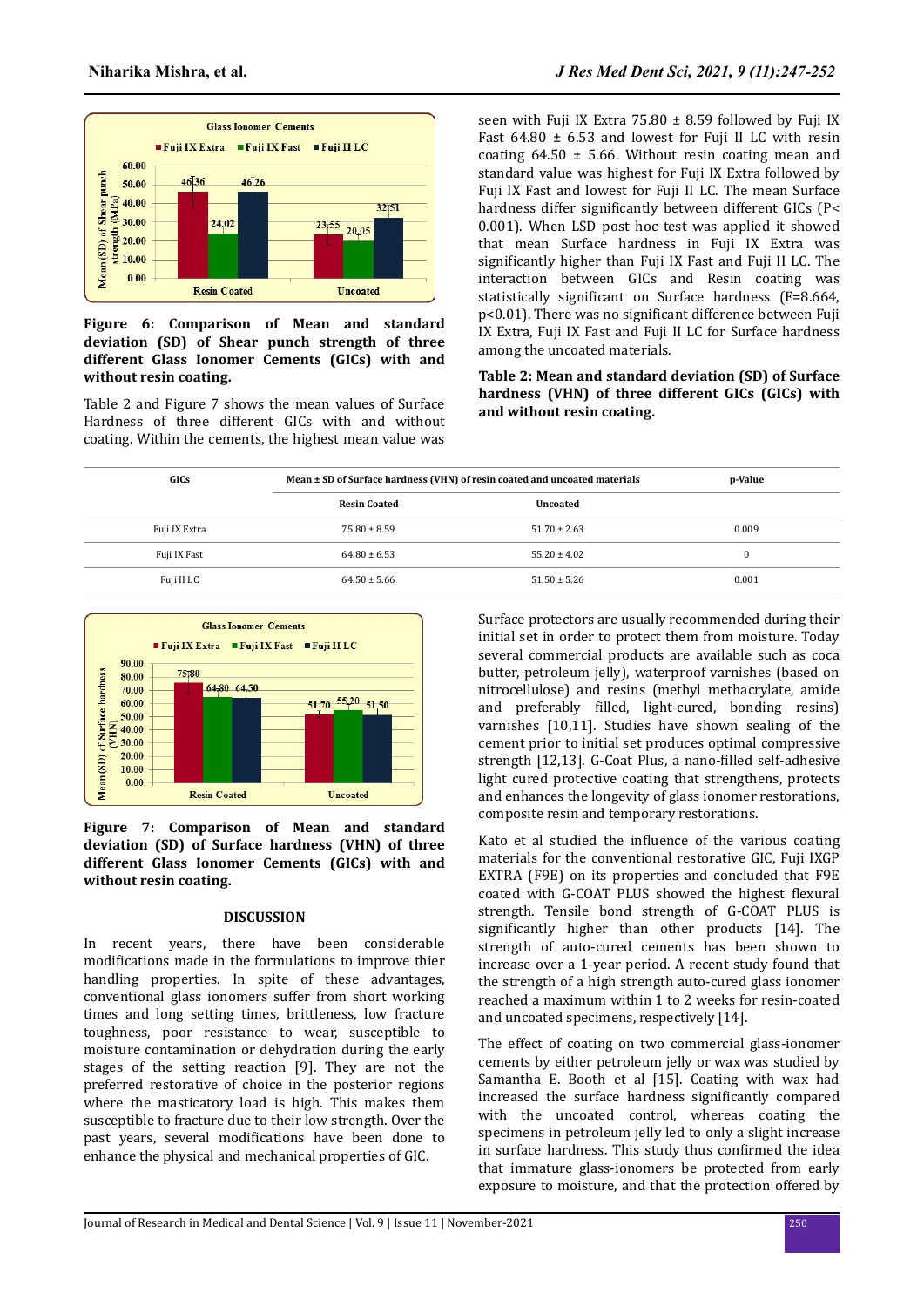**Figure 6: Comparison of Mean and standard deviation (SD) of Shear punch strength of three different Glass Ionomer Cements (GICs) with and without resin coating.**

Table 2 and Figure 7 shows the mean values of Surface Hardness of three different GICs with and without coating. Within the cements, the highest mean value was seen with Fuji IX Extra 75.80 ± 8.59 followed by Fuji IX Fast 64.80 ± 6.53 and lowest for Fuji II LC with resin coating 64.50 ± 5.66. Without resin coating mean and standard value was highest for Fuji IX Extra followed by Fuji IX Fast and lowest for Fuji II LC. The mean Surface hardness differ significantly between different GICs (P< 0.001). When LSD post hoc test was applied it showed that mean Surface hardness in Fuji IX Extra was significantly higher than Fuji IX Fast and Fuji II LC. The interaction between GICs and Resin coating was statistically significant on Surface hardness (F=8.664, p<0.01). There was no significant difference between Fuji IX Extra, Fuji IX Fast and Fuji II LC for Surface hardness among the uncoated materials.

**Table 2: Mean and standard deviation (SD) of Surface hardness (VHN) of three different GICs (GICs) with and without resin coating.**

| GICs | Mean ± SD of Surface hardness (VHN) of resin coated and uncoated materials | | p-Value |
|---|---|---|---|
| | Resin Coated | Uncoated | |
| Fuji IX Extra | 75.80 ± 8.59 | 51.70 ± 2.63 | 0.009 |
| Fuji IX Fast | 64.80 ± 6.53 | 55.20 ± 4.02 | 0 |
| Fuji II LC | 64.50 ± 5.66 | 51.50 ± 5.26 | 0.001 |

**Figure 7: Comparison of Mean and standard deviation (SD) of Surface hardness (VHN) of three different Glass Ionomer Cements (GICs) with and without resin coating.**

## DISCUSSION

In recent years, there have been considerable modifications made in the formulations to improve thier handling properties. In spite of these advantages, conventional glass ionomers suffer from short working times and long setting times, brittleness, low fracture toughness, poor resistance to wear, susceptible to moisture contamination or dehydration during the early stages of the setting reaction [9]. They are not the preferred restorative of choice in the posterior regions where the masticatory load is high. This makes them susceptible to fracture due to their low strength. Over the past years, several modifications have been done to enhance the physical and mechanical properties of GIC.

Surface protectors are usually recommended during their initial set in order to protect them from moisture. Today several commercial products are available such as coca butter, petroleum jelly), waterproof varnishes (based on nitrocellulose) and resins (methyl methacrylate, amide and preferably filled, light-cured, bonding resins) varnishes [10,11]. Studies have shown sealing of the cement prior to initial set produces optimal compressive strength [12,13]. G-Coat Plus, a nano-filled self-adhesive light cured protective coating that strengthens, protects and enhances the longevity of glass ionomer restorations, composite resin and temporary restorations.

Kato et al studied the influence of the various coating materials for the conventional restorative GIC, Fuji IXGP EXTRA (F9E) on its properties and concluded that F9E coated with G-COAT PLUS showed the highest flexural strength. Tensile bond strength of G-COAT PLUS is significantly higher than other products [14]. The strength of auto-cured cements has been shown to increase over a 1-year period. A recent study found that the strength of a high strength auto-cured glass ionomer reached a maximum within 1 to 2 weeks for resin-coated and uncoated specimens, respectively [14].

The effect of coating on two commercial glass-ionomer cements by either petroleum jelly or wax was studied by Samantha E. Booth et al [15]. Coating with wax had increased the surface hardness significantly compared with the uncoated control, whereas coating the specimens in petroleum jelly led to only a slight increase in surface hardness. This study thus confirmed the idea that immature glass-ionomers be protected from early exposure to moisture, and that the protection offered by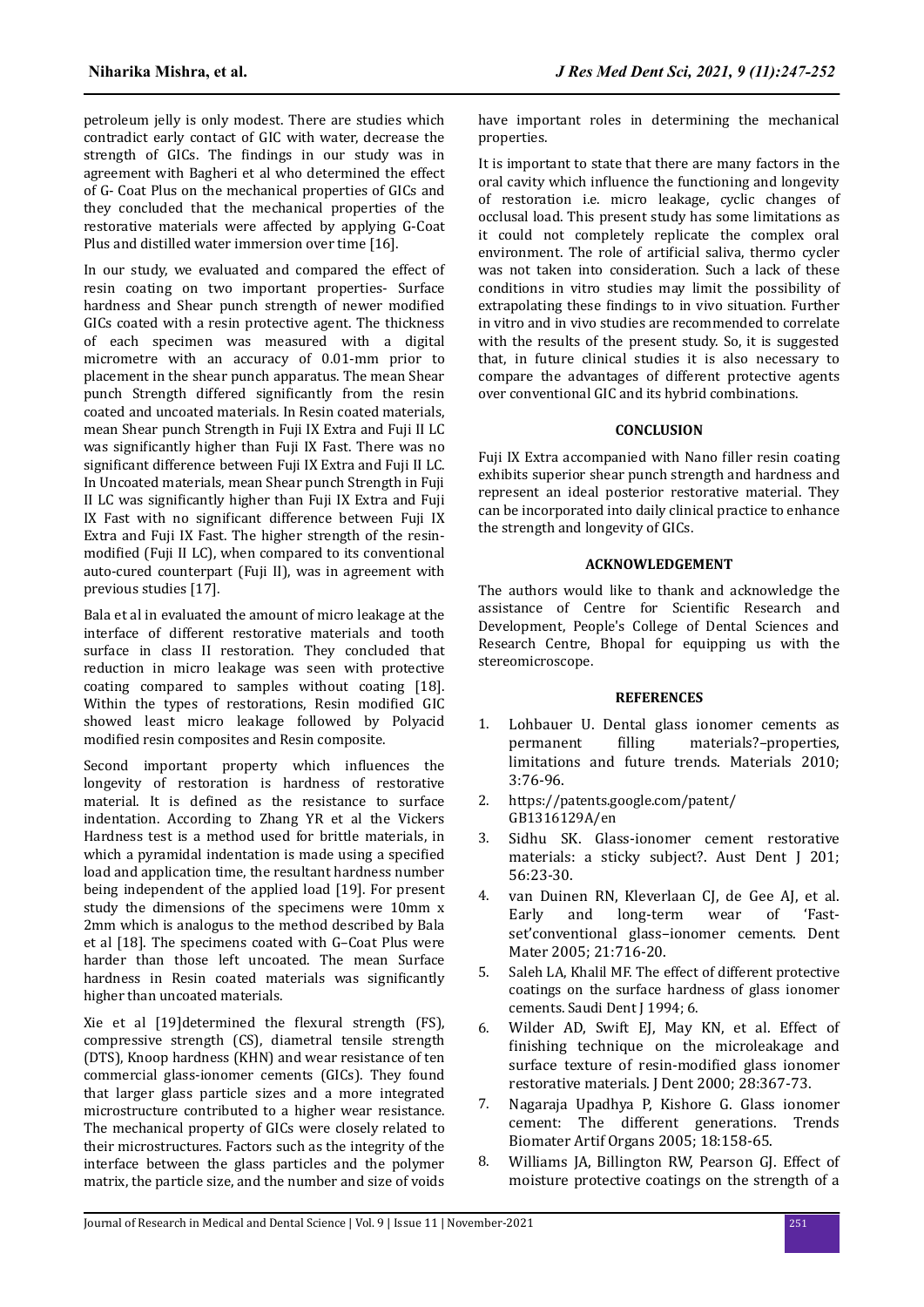petroleum jelly is only modest. There are studies which contradict early contact of GIC with water, decrease the strength of GICs. The findings in our study was in agreement with Bagheri et al who determined the effect of G- Coat Plus on the mechanical properties of GICs and they concluded that the mechanical properties of the restorative materials were affected by applying G-Coat Plus and distilled water immersion over time [16].

In our study, we evaluated and compared the effect of resin coating on two important properties- Surface hardness and Shear punch strength of newer modified GICs coated with a resin protective agent. The thickness of each specimen was measured with a digital micrometre with an accuracy of 0.01-mm prior to placement in the shear punch apparatus. The mean Shear punch Strength differed significantly from the resin coated and uncoated materials. In Resin coated materials, mean Shear punch Strength in Fuji IX Extra and Fuji II LC was significantly higher than Fuji IX Fast. There was no significant difference between Fuji IX Extra and Fuji II LC. In Uncoated materials, mean Shear punch Strength in Fuji II LC was significantly higher than Fuji IX Extra and Fuji IX Fast with no significant difference between Fuji IX Extra and Fuji IX Fast. The higher strength of the resin-modified (Fuji II LC), when compared to its conventional auto-cured counterpart (Fuji II), was in agreement with previous studies [17].

Bala et al in evaluated the amount of micro leakage at the interface of different restorative materials and tooth surface in class II restoration. They concluded that reduction in micro leakage was seen with protective coating compared to samples without coating [18]. Within the types of restorations, Resin modified GIC showed least micro leakage followed by Polyacid modified resin composites and Resin composite.

Second important property which influences the longevity of restoration is hardness of restorative material. It is defined as the resistance to surface indentation. According to Zhang YR et al the Vickers Hardness test is a method used for brittle materials, in which a pyramidal indentation is made using a specified load and application time, the resultant hardness number being independent of the applied load [19]. For present study the dimensions of the specimens were 10mm x 2mm which is analogus to the method described by Bala et al [18]. The specimens coated with G–Coat Plus were harder than those left uncoated. The mean Surface hardness in Resin coated materials was significantly higher than uncoated materials.

Xie et al [19]determined the flexural strength (FS), compressive strength (CS), diametral tensile strength (DTS), Knoop hardness (KHN) and wear resistance of ten commercial glass-ionomer cements (GICs). They found that larger glass particle sizes and a more integrated microstructure contributed to a higher wear resistance. The mechanical property of GICs were closely related to their microstructures. Factors such as the integrity of the interface between the glass particles and the polymer matrix, the particle size, and the number and size of voids have important roles in determining the mechanical properties.

It is important to state that there are many factors in the oral cavity which influence the functioning and longevity of restoration i.e. micro leakage, cyclic changes of occlusal load. This present study has some limitations as it could not completely replicate the complex oral environment. The role of artificial saliva, thermo cycler was not taken into consideration. Such a lack of these conditions in vitro studies may limit the possibility of extrapolating these findings to in vivo situation. Further in vitro and in vivo studies are recommended to correlate with the results of the present study. So, it is suggested that, in future clinical studies it is also necessary to compare the advantages of different protective agents over conventional GIC and its hybrid combinations.

## CONCLUSION

Fuji IX Extra accompanied with Nano filler resin coating exhibits superior shear punch strength and hardness and represent an ideal posterior restorative material. They can be incorporated into daily clinical practice to enhance the strength and longevity of GICs.

## ACKNOWLEDGEMENT

The authors would like to thank and acknowledge the assistance of Centre for Scientific Research and Development, People's College of Dental Sciences and Research Centre, Bhopal for equipping us with the stereomicroscope.

## REFERENCES

1. Lohbauer U. Dental glass ionomer cements as permanent filling materials?–properties, limitations and future trends. Materials 2010; 3:76-96.
2. https://patents.google.com/patent/GB1316129A/en
3. Sidhu SK. Glass-ionomer cement restorative materials: a sticky subject?. Aust Dent J 201; 56:23-30.
4. van Duinen RN, Kleverlaan CJ, de Gee AJ, et al. Early and long-term wear of 'Fast-set'conventional glass–ionomer cements. Dent Mater 2005; 21:716-20.
5. Saleh LA, Khalil MF. The effect of different protective coatings on the surface hardness of glass ionomer cements. Saudi Dent J 1994; 6.
6. Wilder AD, Swift EJ, May KN, et al. Effect of finishing technique on the microleakage and surface texture of resin-modified glass ionomer restorative materials. J Dent 2000; 28:367-73.
7. Nagaraja Upadhya P, Kishore G. Glass ionomer cement: The different generations. Trends Biomater Artif Organs 2005; 18:158-65.
8. Williams JA, Billington RW, Pearson GJ. Effect of moisture protective coatings on the strength of a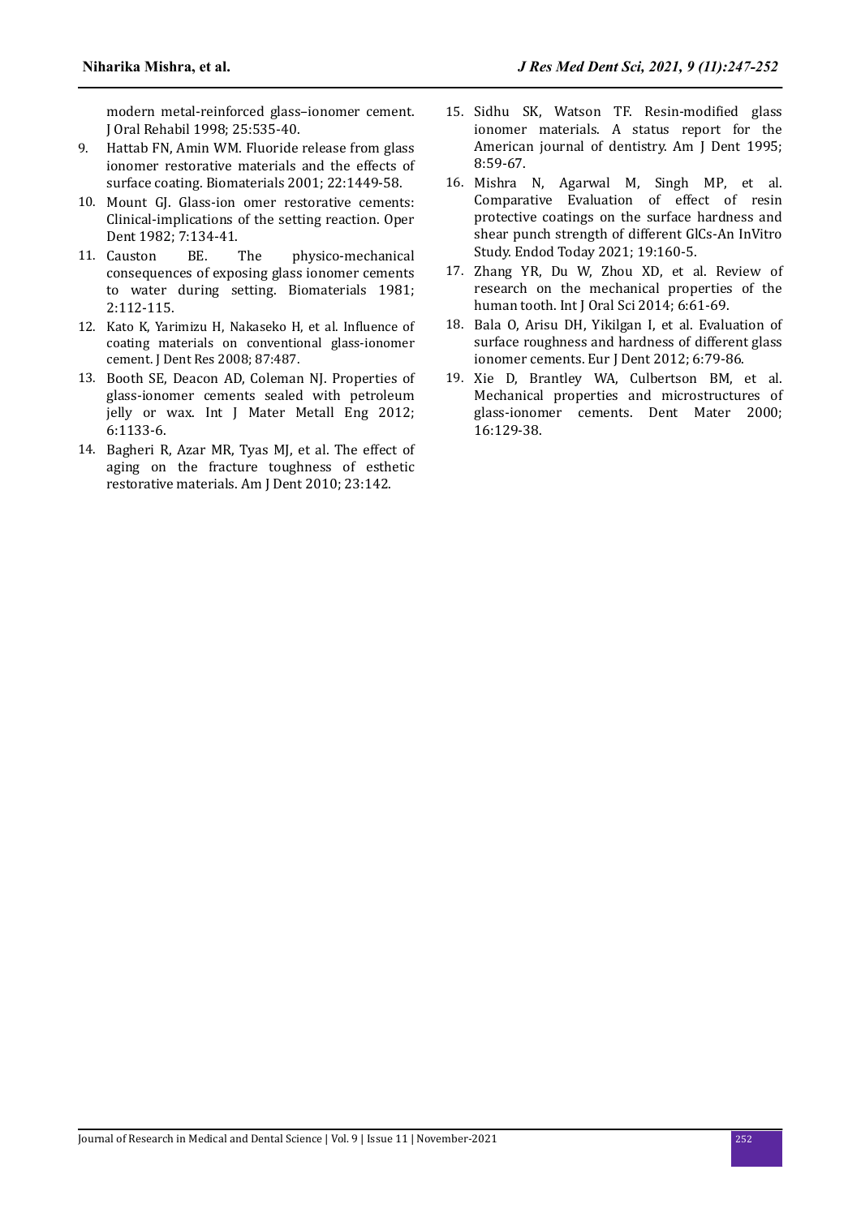modern metal-reinforced glass–ionomer cement. J Oral Rehabil 1998; 25:535-40.

9. Hattab FN, Amin WM. Fluoride release from glass ionomer restorative materials and the effects of surface coating. Biomaterials 2001; 22:1449-58.
10. Mount GJ. Glass-ion omer restorative cements: Clinical-implications of the setting reaction. Oper Dent 1982; 7:134-41.
11. Causton BE. The physico-mechanical consequences of exposing glass ionomer cements to water during setting. Biomaterials 1981; 2:112-115.
12. Kato K, Yarimizu H, Nakaseko H, et al. Influence of coating materials on conventional glass-ionomer cement. J Dent Res 2008; 87:487.
13. Booth SE, Deacon AD, Coleman NJ. Properties of glass-ionomer cements sealed with petroleum jelly or wax. Int J Mater Metall Eng 2012; 6:1133-6.
14. Bagheri R, Azar MR, Tyas MJ, et al. The effect of aging on the fracture toughness of esthetic restorative materials. Am J Dent 2010; 23:142.
15. Sidhu SK, Watson TF. Resin-modified glass ionomer materials. A status report for the American journal of dentistry. Am J Dent 1995; 8:59-67.
16. Mishra N, Agarwal M, Singh MP, et al. Comparative Evaluation of effect of resin protective coatings on the surface hardness and shear punch strength of different GICs-An InVitro Study. Endod Today 2021; 19:160-5.
17. Zhang YR, Du W, Zhou XD, et al. Review of research on the mechanical properties of the human tooth. Int J Oral Sci 2014; 6:61-69.
18. Bala O, Arisu DH, Yikilgan I, et al. Evaluation of surface roughness and hardness of different glass ionomer cements. Eur J Dent 2012; 6:79-86.
19. Xie D, Brantley WA, Culbertson BM, et al. Mechanical properties and microstructures of glass-ionomer cements. Dent Mater 2000; 16:129-38.